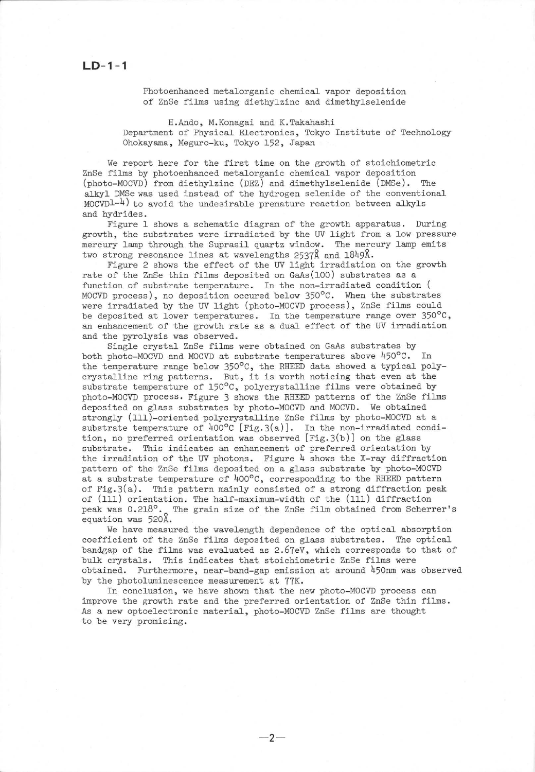# LD-1-1

## Photoenhanced metalorganic chemical vapor deposition of ZnSe films using diethylzinc and dimethylselenide

H.Ando, M.Konagai and K.Takahashi
Department of Physical Electronics, Tokyo Institute of Technology
Ohokayama, Meguro-ku, Tokyo 152, Japan

We report here for the first time on the growth of stoichiometric ZnSe films by photoenhanced metalorganic chemical vapor deposition (photo-MOCVD) from diethylzinc (DEZ) and dimethylselenide (DMSe). The alkyl DMSe was used instead of the hydrogen selenide of the conventional MOCVD[1-4] to avoid the undesirable premature reaction between alkyls and hydrides.

Figure 1 shows a schematic diagram of the growth apparatus. During growth, the substrates were irradiated by the UV light from a low pressure mercury lamp through the Suprasil quartz window. The mercury lamp emits two strong resonance lines at wavelengths 2537Å and 1849Å.

Figure 2 shows the effect of the UV light irradiation on the growth rate of the ZnSe thin films deposited on GaAs(100) substrates as a function of substrate temperature. In the non-irradiated condition ( MOCVD process), no deposition occured below 350°C. When the substrates were irradiated by the UV light (photo-MOCVD process), ZnSe films could be deposited at lower temperatures. In the temperature range over 350°C, an enhancement of the growth rate as a dual effect of the UV irradiation and the pyrolysis was observed.

Single crystal ZnSe films were obtained on GaAs substrates by both photo-MOCVD and MOCVD at substrate temperatures above 450°C. In the temperature range below 350°C, the RHEED data showed a typical polycrystalline ring patterns. But, it is worth noticing that even at the substrate temperature of 150°C, polycrystalline films were obtained by photo-MOCVD process. Figure 3 shows the RHEED patterns of the ZnSe films deposited on glass substrates by photo-MOCVD and MOCVD. We obtained strongly (111)-oriented polycrystalline ZnSe films by photo-MOCVD at a substrate temperature of 400°C [Fig.3(a)]. In the non-irradiated condition, no preferred orientation was observed [Fig.3(b)] on the glass substrate. This indicates an enhancement of preferred orientation by the irradiation of the UV photons. Figure 4 shows the X-ray diffraction pattern of the ZnSe films deposited on a glass substrate by photo-MOCVD at a substrate temperature of 400°C, corresponding to the RHEED pattern of Fig.3(a). This pattern mainly consisted of a strong diffraction peak of (111) orientation. The half-maximum-width of the (111) diffraction peak was 0.218°. The grain size of the ZnSe film obtained from Scherrer's equation was 520Å.

We have measured the wavelength dependence of the optical absorption coefficient of the ZnSe films deposited on glass substrates. The optical bandgap of the films was evaluated as 2.67eV, which corresponds to that of bulk crystals. This indicates that stoichiometric ZnSe films were obtained. Furthermore, near-band-gap emission at around 450nm was observed by the photoluminescence measurement at 77K.

In conclusion, we have shown that the new photo-MOCVD process can improve the growth rate and the preferred orientation of ZnSe thin films. As a new optoelectronic material, photo-MOCVD ZnSe films are thought to be very promising.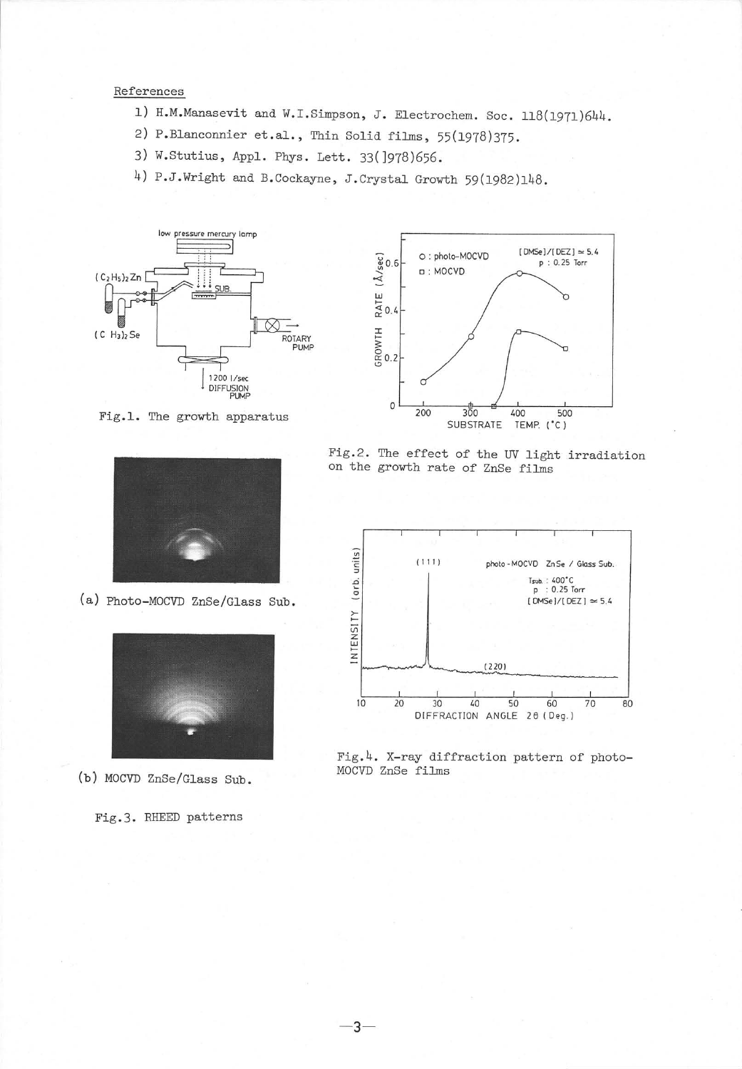References

1) H.M.Manasevit and W.I.Simpson, J. Electrochem. Soc. 118(1971)644.
2) P.Blanconnier et.al., Thin Solid films, 55(1978)375.
3) W.Stutius, Appl. Phys. Lett. 33(1978)656.
4) P.J.Wright and B.Cockayne, J.Crystal Growth 59(1982)148.

low pressure mercury lamp

$(C_2H_5)_2Zn$

SUB.

$(CH_3)_2Se$

ROTARY PUMP

1200 l/sec DIFFUSION PUMP

Fig.1. The growth apparatus

○ : photo-MOCVD
□ : MOCVD

[DMSe]/[DEZ] ≃ 5.4
p : 0.25 Torr

GROWTH RATE (Å/sec)

0, 0.2, 0.4, 0.6

200, 300, 400, 500

SUBSTRATE TEMP. (°C)

Fig.2. The effect of the UV light irradiation on the growth rate of ZnSe films

(a) Photo-MOCVD ZnSe/Glass Sub.

(b) MOCVD ZnSe/Glass Sub.

Fig.3. RHEED patterns

(111)

(220)

photo-MOCVD ZnSe / Glass Sub.

$T_{sub}$ : 400°C
p : 0.25 Torr
[DMSe]/[DEZ] ≃ 5.4

INTENSITY (arb. units)

10, 20, 30, 40, 50, 60, 70, 80

DIFFRACTION ANGLE 2θ (Deg.)

Fig.4. X-ray diffraction pattern of photo-MOCVD ZnSe films